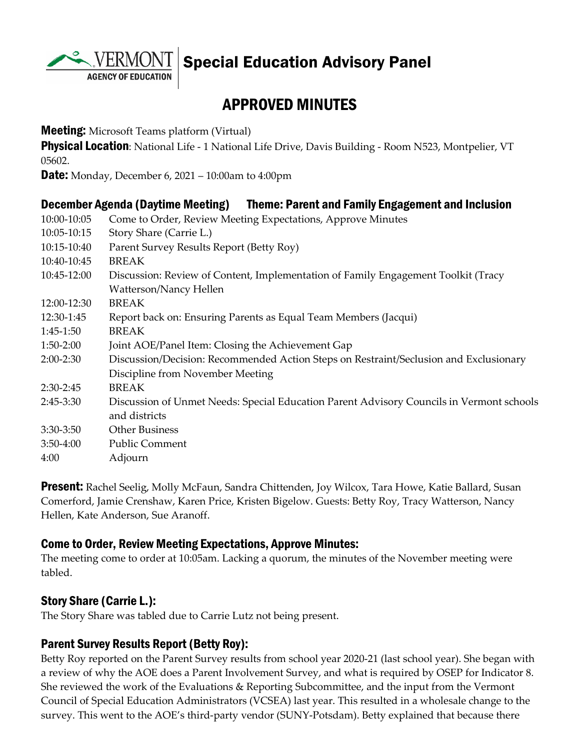# Special Education Advisory Panel

## APPROVED MINUTES

**Meeting:** Microsoft Teams platform (Virtual)
**Physical Location**: National Life - 1 National Life Drive, Davis Building - Room N523, Montpelier, VT 05602.
**Date:** Monday, December 6, 2021 – 10:00am to 4:00pm

### December Agenda (Daytime Meeting) Theme: Parent and Family Engagement and Inclusion

| | |
|---|---|
| 10:00-10:05 | Come to Order, Review Meeting Expectations, Approve Minutes |
| 10:05-10:15 | Story Share (Carrie L.) |
| 10:15-10:40 | Parent Survey Results Report (Betty Roy) |
| 10:40-10:45 | BREAK |
| 10:45-12:00 | Discussion: Review of Content, Implementation of Family Engagement Toolkit (Tracy Watterson/Nancy Hellen |
| 12:00-12:30 | BREAK |
| 12:30-1:45 | Report back on: Ensuring Parents as Equal Team Members (Jacqui) |
| 1:45-1:50 | BREAK |
| 1:50-2:00 | Joint AOE/Panel Item: Closing the Achievement Gap |
| 2:00-2:30 | Discussion/Decision: Recommended Action Steps on Restraint/Seclusion and Exclusionary Discipline from November Meeting |
| 2:30-2:45 | BREAK |
| 2:45-3:30 | Discussion of Unmet Needs: Special Education Parent Advisory Councils in Vermont schools and districts |
| 3:30-3:50 | Other Business |
| 3:50-4:00 | Public Comment |
| 4:00 | Adjourn |

**Present:** Rachel Seelig, Molly McFaun, Sandra Chittenden, Joy Wilcox, Tara Howe, Katie Ballard, Susan Comerford, Jamie Crenshaw, Karen Price, Kristen Bigelow. Guests: Betty Roy, Tracy Watterson, Nancy Hellen, Kate Anderson, Sue Aranoff.

### Come to Order, Review Meeting Expectations, Approve Minutes:

The meeting come to order at 10:05am. Lacking a quorum, the minutes of the November meeting were tabled.

### Story Share (Carrie L.):

The Story Share was tabled due to Carrie Lutz not being present.

### Parent Survey Results Report (Betty Roy):

Betty Roy reported on the Parent Survey results from school year 2020-21 (last school year). She began with a review of why the AOE does a Parent Involvement Survey, and what is required by OSEP for Indicator 8. She reviewed the work of the Evaluations & Reporting Subcommittee, and the input from the Vermont Council of Special Education Administrators (VCSEA) last year. This resulted in a wholesale change to the survey. This went to the AOE's third-party vendor (SUNY-Potsdam). Betty explained that because there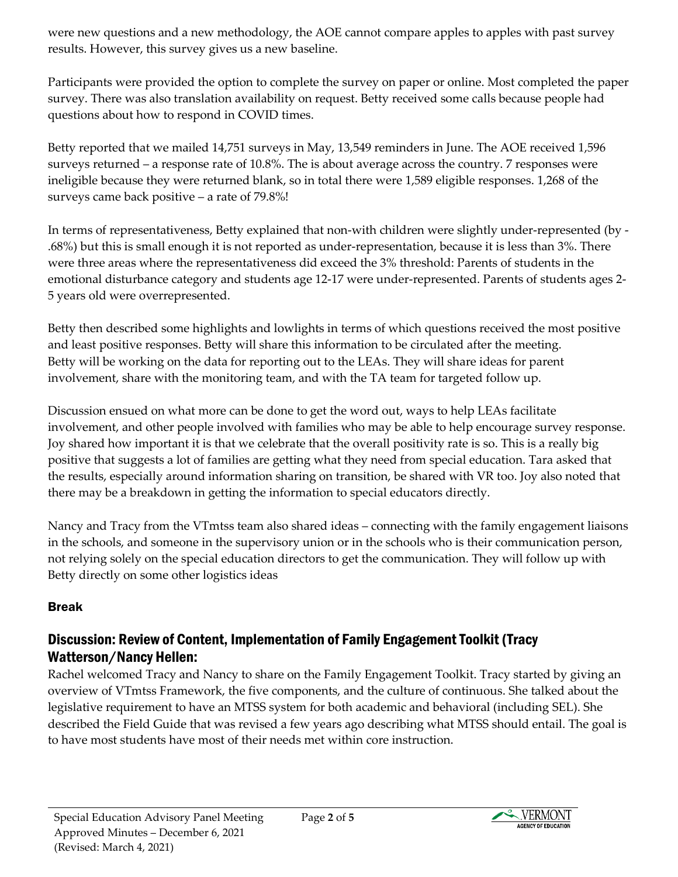were new questions and a new methodology, the AOE cannot compare apples to apples with past survey results. However, this survey gives us a new baseline.

Participants were provided the option to complete the survey on paper or online. Most completed the paper survey. There was also translation availability on request. Betty received some calls because people had questions about how to respond in COVID times.

Betty reported that we mailed 14,751 surveys in May, 13,549 reminders in June. The AOE received 1,596 surveys returned – a response rate of 10.8%. The is about average across the country. 7 responses were ineligible because they were returned blank, so in total there were 1,589 eligible responses. 1,268 of the surveys came back positive – a rate of 79.8%!

In terms of representativeness, Betty explained that non-with children were slightly under-represented (by -.68%) but this is small enough it is not reported as under-representation, because it is less than 3%. There were three areas where the representativeness did exceed the 3% threshold: Parents of students in the emotional disturbance category and students age 12-17 were under-represented. Parents of students ages 2-5 years old were overrepresented.

Betty then described some highlights and lowlights in terms of which questions received the most positive and least positive responses. Betty will share this information to be circulated after the meeting. Betty will be working on the data for reporting out to the LEAs. They will share ideas for parent involvement, share with the monitoring team, and with the TA team for targeted follow up.

Discussion ensued on what more can be done to get the word out, ways to help LEAs facilitate involvement, and other people involved with families who may be able to help encourage survey response. Joy shared how important it is that we celebrate that the overall positivity rate is so. This is a really big positive that suggests a lot of families are getting what they need from special education. Tara asked that the results, especially around information sharing on transition, be shared with VR too. Joy also noted that there may be a breakdown in getting the information to special educators directly.

Nancy and Tracy from the VTmtss team also shared ideas – connecting with the family engagement liaisons in the schools, and someone in the supervisory union or in the schools who is their communication person, not relying solely on the special education directors to get the communication. They will follow up with Betty directly on some other logistics ideas

#### Break

## Discussion: Review of Content, Implementation of Family Engagement Toolkit (Tracy Watterson/Nancy Hellen:

Rachel welcomed Tracy and Nancy to share on the Family Engagement Toolkit. Tracy started by giving an overview of VTmtss Framework, the five components, and the culture of continuous. She talked about the legislative requirement to have an MTSS system for both academic and behavioral (including SEL). She described the Field Guide that was revised a few years ago describing what MTSS should entail. The goal is to have most students have most of their needs met within core instruction.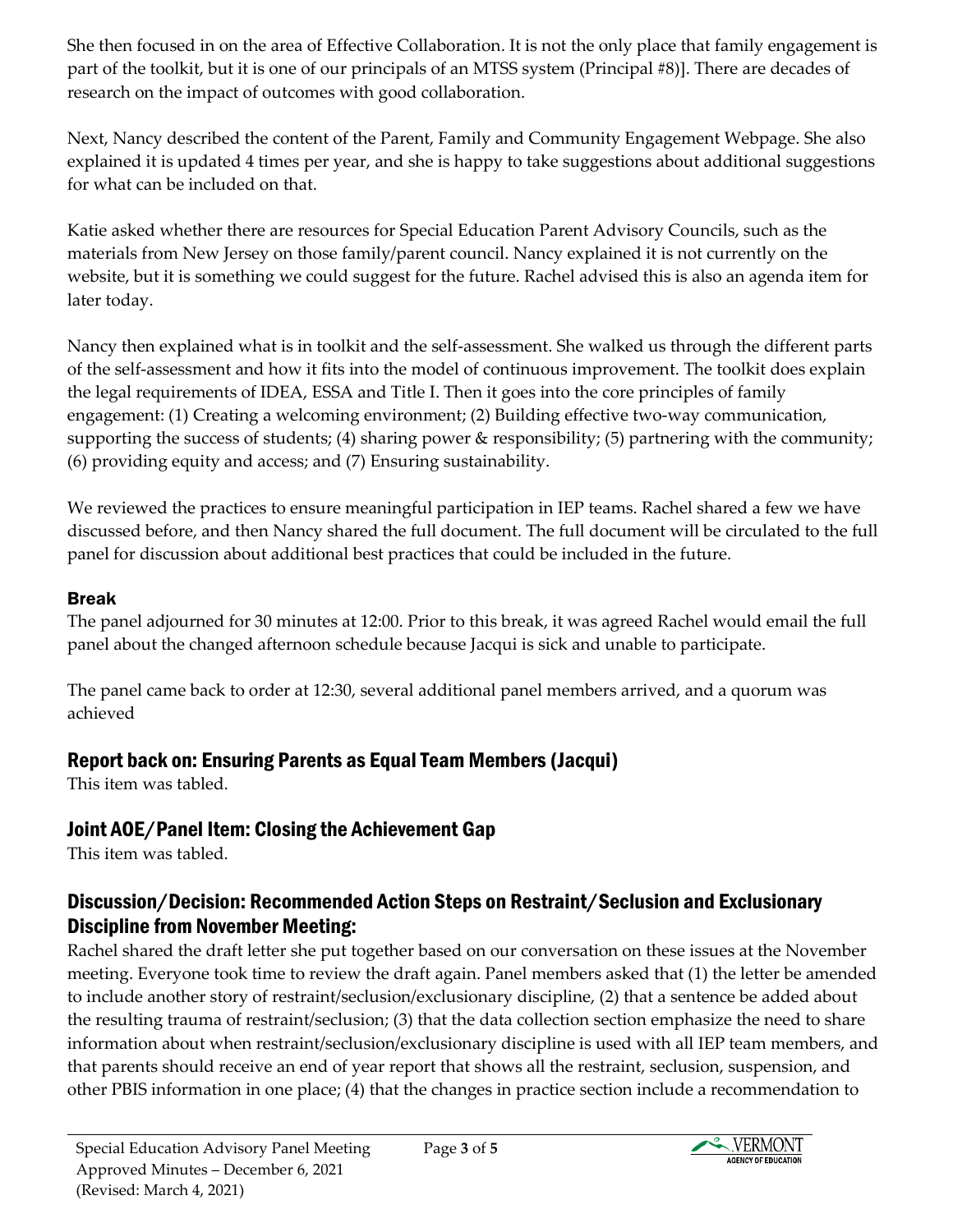She then focused in on the area of Effective Collaboration. It is not the only place that family engagement is part of the toolkit, but it is one of our principals of an MTSS system (Principal #8)]. There are decades of research on the impact of outcomes with good collaboration.

Next, Nancy described the content of the Parent, Family and Community Engagement Webpage. She also explained it is updated 4 times per year, and she is happy to take suggestions about additional suggestions for what can be included on that.

Katie asked whether there are resources for Special Education Parent Advisory Councils, such as the materials from New Jersey on those family/parent council. Nancy explained it is not currently on the website, but it is something we could suggest for the future. Rachel advised this is also an agenda item for later today.

Nancy then explained what is in toolkit and the self-assessment. She walked us through the different parts of the self-assessment and how it fits into the model of continuous improvement. The toolkit does explain the legal requirements of IDEA, ESSA and Title I. Then it goes into the core principles of family engagement: (1) Creating a welcoming environment; (2) Building effective two-way communication, supporting the success of students; (4) sharing power & responsibility; (5) partnering with the community; (6) providing equity and access; and (7) Ensuring sustainability.

We reviewed the practices to ensure meaningful participation in IEP teams. Rachel shared a few we have discussed before, and then Nancy shared the full document. The full document will be circulated to the full panel for discussion about additional best practices that could be included in the future.

### Break

The panel adjourned for 30 minutes at 12:00. Prior to this break, it was agreed Rachel would email the full panel about the changed afternoon schedule because Jacqui is sick and unable to participate.

The panel came back to order at 12:30, several additional panel members arrived, and a quorum was achieved

## Report back on: Ensuring Parents as Equal Team Members (Jacqui)

This item was tabled.

## Joint AOE/Panel Item: Closing the Achievement Gap

This item was tabled.

## Discussion/Decision: Recommended Action Steps on Restraint/Seclusion and Exclusionary Discipline from November Meeting:

Rachel shared the draft letter she put together based on our conversation on these issues at the November meeting. Everyone took time to review the draft again. Panel members asked that (1) the letter be amended to include another story of restraint/seclusion/exclusionary discipline, (2) that a sentence be added about the resulting trauma of restraint/seclusion; (3) that the data collection section emphasize the need to share information about when restraint/seclusion/exclusionary discipline is used with all IEP team members, and that parents should receive an end of year report that shows all the restraint, seclusion, suspension, and other PBIS information in one place; (4) that the changes in practice section include a recommendation to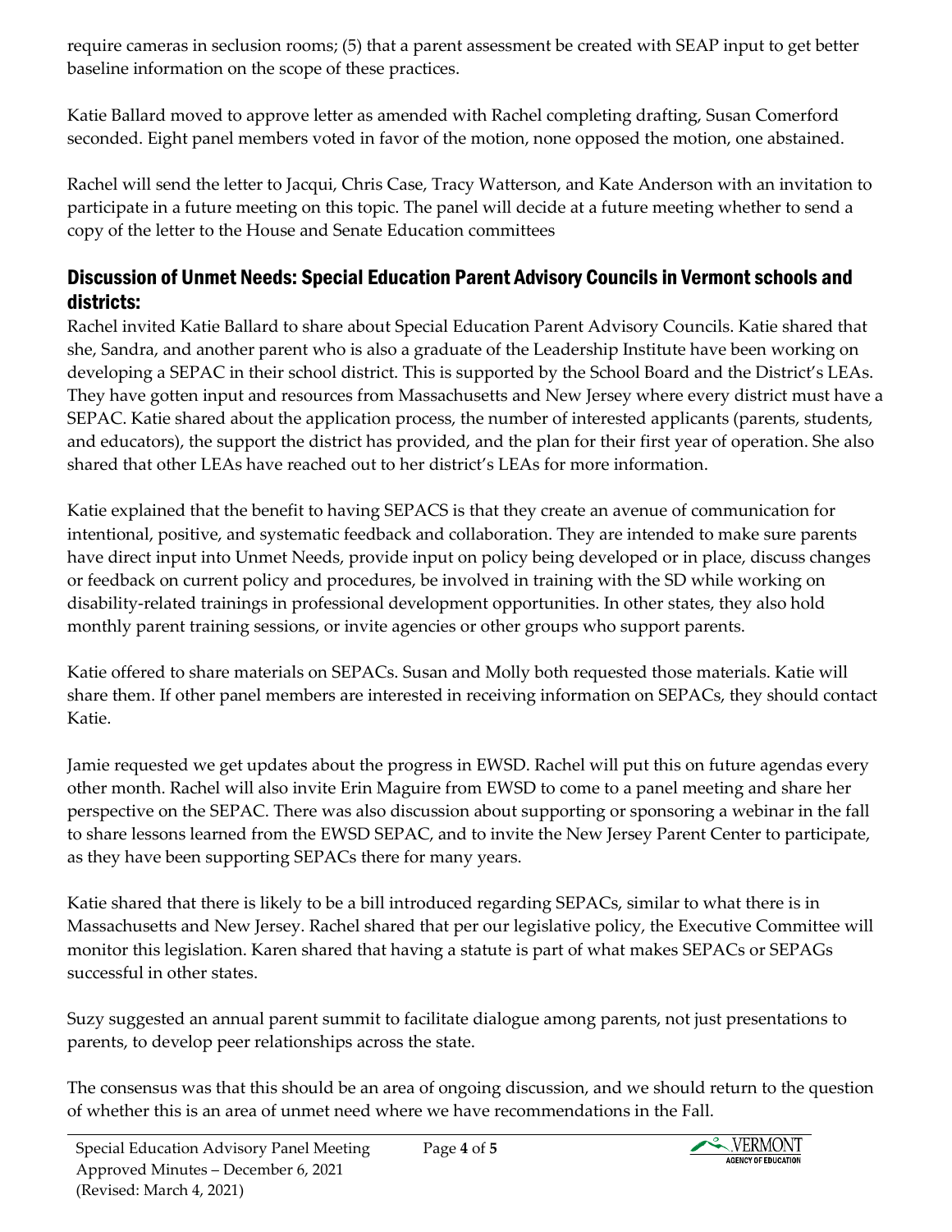require cameras in seclusion rooms; (5) that a parent assessment be created with SEAP input to get better baseline information on the scope of these practices.

Katie Ballard moved to approve letter as amended with Rachel completing drafting, Susan Comerford seconded. Eight panel members voted in favor of the motion, none opposed the motion, one abstained.

Rachel will send the letter to Jacqui, Chris Case, Tracy Watterson, and Kate Anderson with an invitation to participate in a future meeting on this topic. The panel will decide at a future meeting whether to send a copy of the letter to the House and Senate Education committees

## Discussion of Unmet Needs: Special Education Parent Advisory Councils in Vermont schools and districts:

Rachel invited Katie Ballard to share about Special Education Parent Advisory Councils. Katie shared that she, Sandra, and another parent who is also a graduate of the Leadership Institute have been working on developing a SEPAC in their school district. This is supported by the School Board and the District's LEAs. They have gotten input and resources from Massachusetts and New Jersey where every district must have a SEPAC. Katie shared about the application process, the number of interested applicants (parents, students, and educators), the support the district has provided, and the plan for their first year of operation. She also shared that other LEAs have reached out to her district's LEAs for more information.

Katie explained that the benefit to having SEPACS is that they create an avenue of communication for intentional, positive, and systematic feedback and collaboration. They are intended to make sure parents have direct input into Unmet Needs, provide input on policy being developed or in place, discuss changes or feedback on current policy and procedures, be involved in training with the SD while working on disability-related trainings in professional development opportunities. In other states, they also hold monthly parent training sessions, or invite agencies or other groups who support parents.

Katie offered to share materials on SEPACs. Susan and Molly both requested those materials. Katie will share them. If other panel members are interested in receiving information on SEPACs, they should contact Katie.

Jamie requested we get updates about the progress in EWSD. Rachel will put this on future agendas every other month. Rachel will also invite Erin Maguire from EWSD to come to a panel meeting and share her perspective on the SEPAC. There was also discussion about supporting or sponsoring a webinar in the fall to share lessons learned from the EWSD SEPAC, and to invite the New Jersey Parent Center to participate, as they have been supporting SEPACs there for many years.

Katie shared that there is likely to be a bill introduced regarding SEPACs, similar to what there is in Massachusetts and New Jersey. Rachel shared that per our legislative policy, the Executive Committee will monitor this legislation. Karen shared that having a statute is part of what makes SEPACs or SEPAGs successful in other states.

Suzy suggested an annual parent summit to facilitate dialogue among parents, not just presentations to parents, to develop peer relationships across the state.

The consensus was that this should be an area of ongoing discussion, and we should return to the question of whether this is an area of unmet need where we have recommendations in the Fall.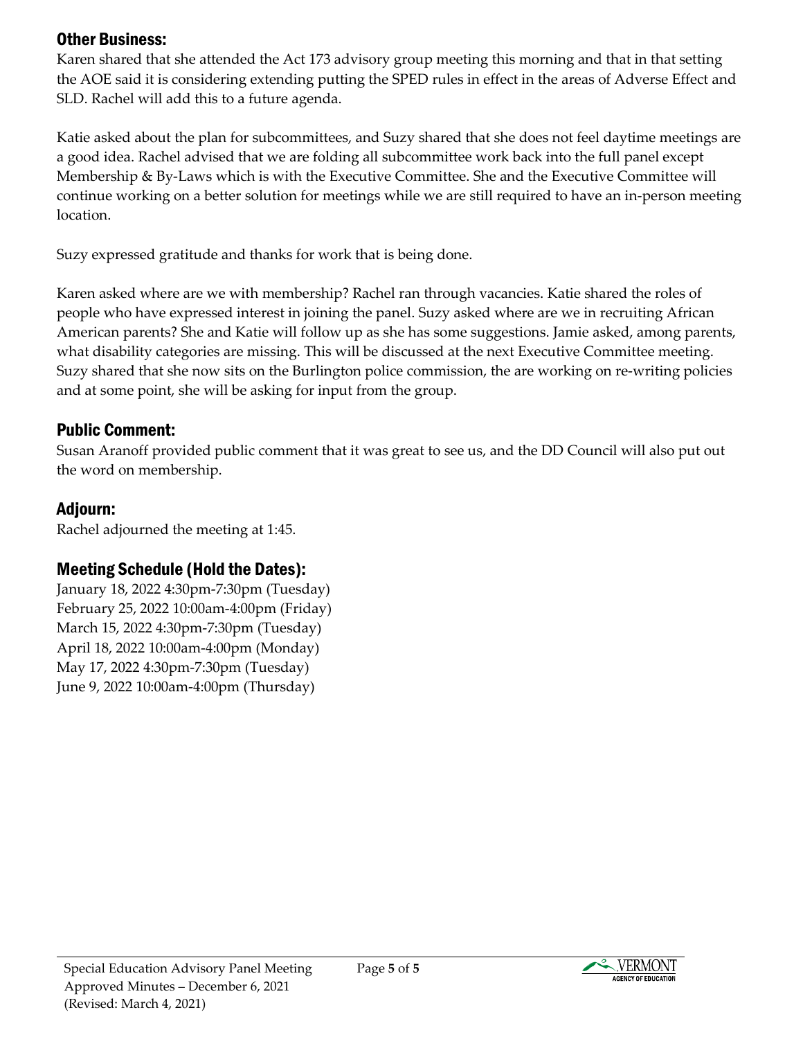## Other Business:

Karen shared that she attended the Act 173 advisory group meeting this morning and that in that setting the AOE said it is considering extending putting the SPED rules in effect in the areas of Adverse Effect and SLD. Rachel will add this to a future agenda.

Katie asked about the plan for subcommittees, and Suzy shared that she does not feel daytime meetings are a good idea. Rachel advised that we are folding all subcommittee work back into the full panel except Membership & By-Laws which is with the Executive Committee. She and the Executive Committee will continue working on a better solution for meetings while we are still required to have an in-person meeting location.

Suzy expressed gratitude and thanks for work that is being done.

Karen asked where are we with membership? Rachel ran through vacancies. Katie shared the roles of people who have expressed interest in joining the panel. Suzy asked where are we in recruiting African American parents? She and Katie will follow up as she has some suggestions. Jamie asked, among parents, what disability categories are missing. This will be discussed at the next Executive Committee meeting. Suzy shared that she now sits on the Burlington police commission, the are working on re-writing policies and at some point, she will be asking for input from the group.

## Public Comment:

Susan Aranoff provided public comment that it was great to see us, and the DD Council will also put out the word on membership.

## Adjourn:

Rachel adjourned the meeting at 1:45.

## Meeting Schedule (Hold the Dates):

January 18, 2022 4:30pm-7:30pm (Tuesday)
February 25, 2022 10:00am-4:00pm (Friday)
March 15, 2022 4:30pm-7:30pm (Tuesday)
April 18, 2022 10:00am-4:00pm (Monday)
May 17, 2022 4:30pm-7:30pm (Tuesday)
June 9, 2022 10:00am-4:00pm (Thursday)